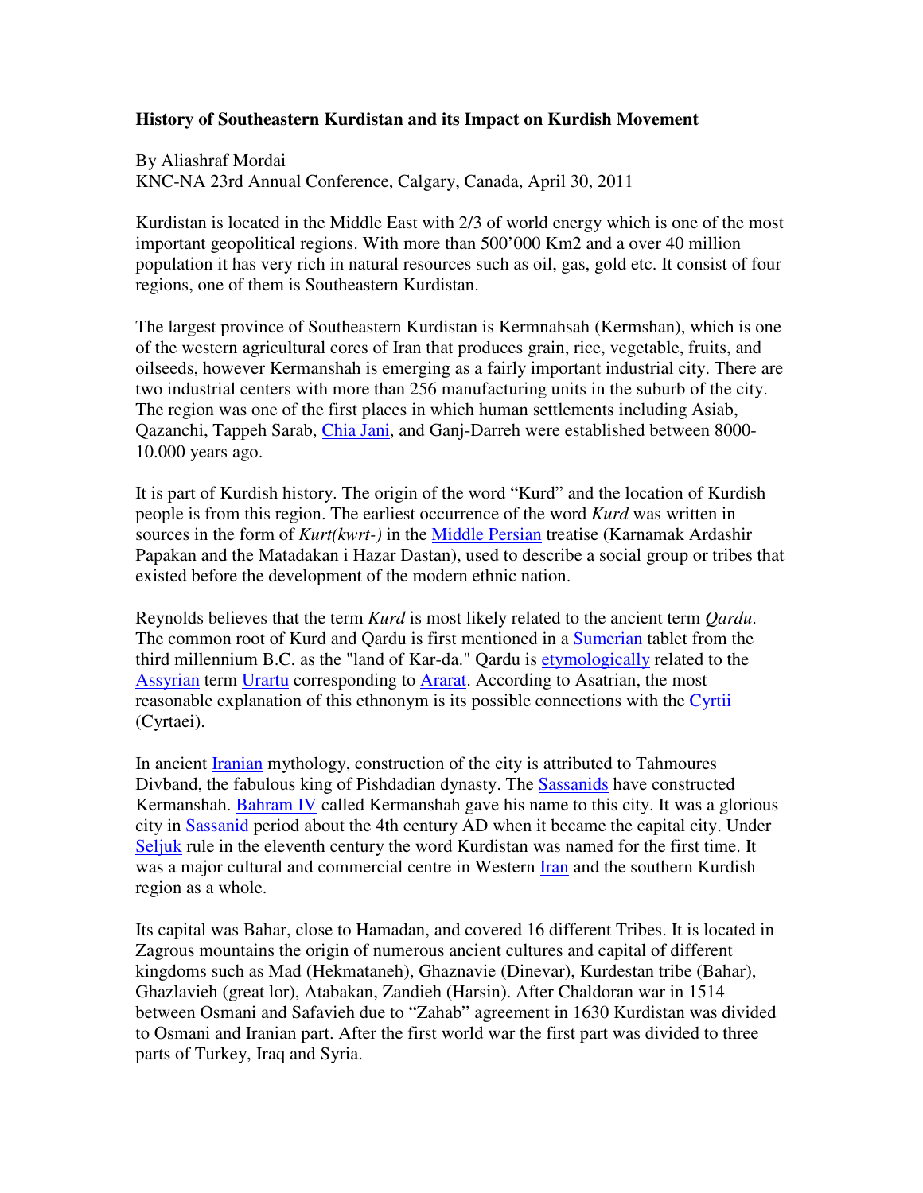**History of Southeastern Kurdistan and its Impact on Kurdish Movement**

By Aliashraf Mordai
KNC-NA 23rd Annual Conference, Calgary, Canada, April 30, 2011

Kurdistan is located in the Middle East with 2/3 of world energy which is one of the most important geopolitical regions. With more than 500'000 Km2 and a over 40 million population it has very rich in natural resources such as oil, gas, gold etc. It consist of four regions, one of them is Southeastern Kurdistan.

The largest province of Southeastern Kurdistan is Kermnahsah (Kermshan), which is one of the western agricultural cores of Iran that produces grain, rice, vegetable, fruits, and oilseeds, however Kermanshah is emerging as a fairly important industrial city. There are two industrial centers with more than 256 manufacturing units in the suburb of the city. The region was one of the first places in which human settlements including Asiab, Qazanchi, Tappeh Sarab, Chia Jani, and Ganj-Darreh were established between 8000-10.000 years ago.

It is part of Kurdish history. The origin of the word "Kurd" and the location of Kurdish people is from this region. The earliest occurrence of the word *Kurd* was written in sources in the form of *Kurt(kwrt-)* in the Middle Persian treatise (Karnamak Ardashir Papakan and the Matadakan i Hazar Dastan), used to describe a social group or tribes that existed before the development of the modern ethnic nation.

Reynolds believes that the term *Kurd* is most likely related to the ancient term *Qardu*. The common root of Kurd and Qardu is first mentioned in a Sumerian tablet from the third millennium B.C. as the "land of Kar-da." Qardu is etymologically related to the Assyrian term Urartu corresponding to Ararat. According to Asatrian, the most reasonable explanation of this ethnonym is its possible connections with the Cyrtii (Cyrtaei).

In ancient Iranian mythology, construction of the city is attributed to Tahmoures Divband, the fabulous king of Pishdadian dynasty. The Sassanids have constructed Kermanshah. Bahram IV called Kermanshah gave his name to this city. It was a glorious city in Sassanid period about the 4th century AD when it became the capital city. Under Seljuk rule in the eleventh century the word Kurdistan was named for the first time. It was a major cultural and commercial centre in Western Iran and the southern Kurdish region as a whole.

Its capital was Bahar, close to Hamadan, and covered 16 different Tribes. It is located in Zagrous mountains the origin of numerous ancient cultures and capital of different kingdoms such as Mad (Hekmataneh), Ghaznavie (Dinevar), Kurdestan tribe (Bahar), Ghazlavieh (great lor), Atabakan, Zandieh (Harsin). After Chaldoran war in 1514 between Osmani and Safavieh due to "Zahab" agreement in 1630 Kurdistan was divided to Osmani and Iranian part. After the first world war the first part was divided to three parts of Turkey, Iraq and Syria.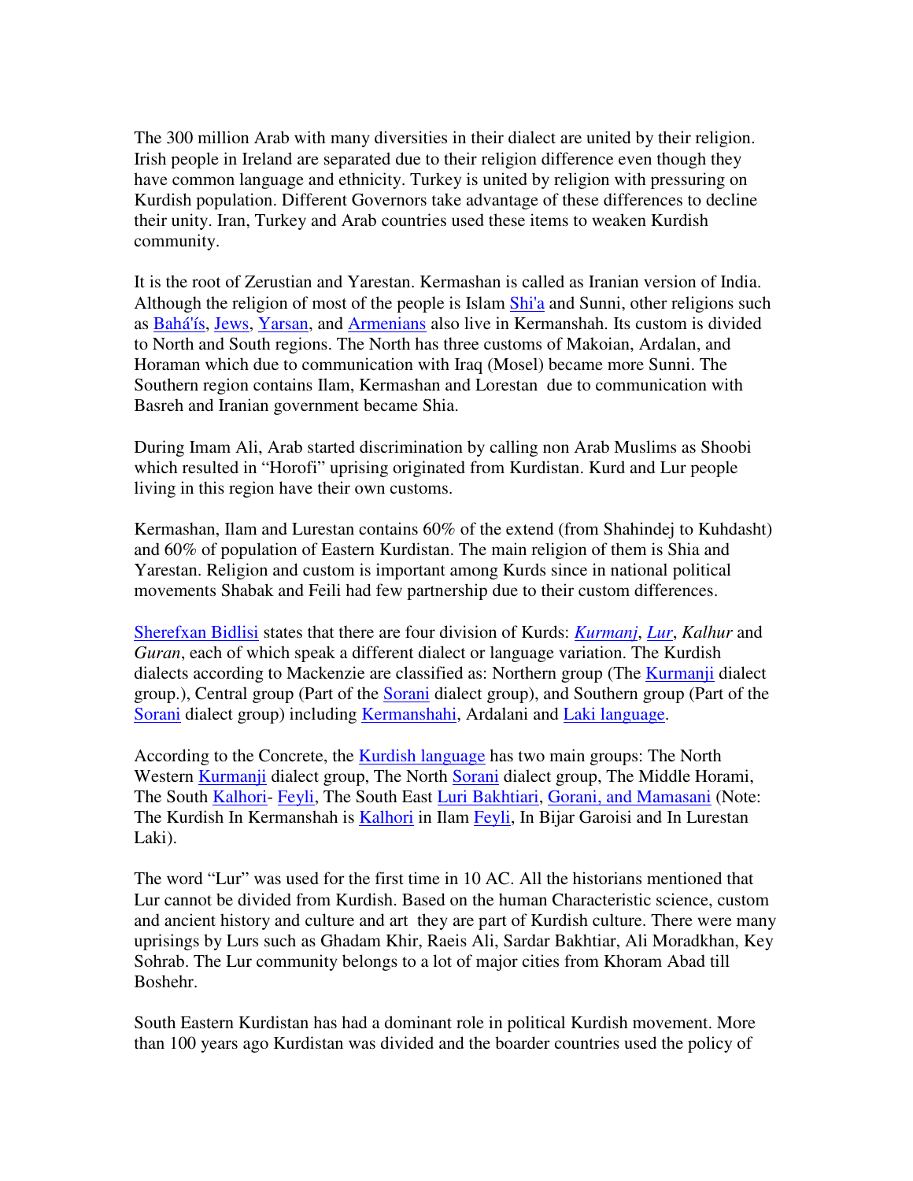The 300 million Arab with many diversities in their dialect are united by their religion. Irish people in Ireland are separated due to their religion difference even though they have common language and ethnicity. Turkey is united by religion with pressuring on Kurdish population. Different Governors take advantage of these differences to decline their unity. Iran, Turkey and Arab countries used these items to weaken Kurdish community.

It is the root of Zerustian and Yarestan. Kermashan is called as Iranian version of India. Although the religion of most of the people is Islam Shi'a and Sunni, other religions such as Bahá'ís, Jews, Yarsan, and Armenians also live in Kermanshah. Its custom is divided to North and South regions. The North has three customs of Makoian, Ardalan, and Horaman which due to communication with Iraq (Mosel) became more Sunni. The Southern region contains Ilam, Kermashan and Lorestan due to communication with Basreh and Iranian government became Shia.

During Imam Ali, Arab started discrimination by calling non Arab Muslims as Shoobi which resulted in "Horofi" uprising originated from Kurdistan. Kurd and Lur people living in this region have their own customs.

Kermashan, Ilam and Lurestan contains 60% of the extend (from Shahindej to Kuhdasht) and 60% of population of Eastern Kurdistan. The main religion of them is Shia and Yarestan. Religion and custom is important among Kurds since in national political movements Shabak and Feili had few partnership due to their custom differences.

Sherefxan Bidlisi states that there are four division of Kurds: *Kurmanj*, *Lur*, *Kalhur* and *Guran*, each of which speak a different dialect or language variation. The Kurdish dialects according to Mackenzie are classified as: Northern group (The Kurmanji dialect group.), Central group (Part of the Sorani dialect group), and Southern group (Part of the Sorani dialect group) including Kermanshahi, Ardalani and Laki language.

According to the Concrete, the Kurdish language has two main groups: The North Western Kurmanji dialect group, The North Sorani dialect group, The Middle Horami, The South Kalhori- Feyli, The South East Luri Bakhtiari, Gorani, and Mamasani (Note: The Kurdish In Kermanshah is Kalhori in Ilam Feyli, In Bijar Garoisi and In Lurestan Laki).

The word "Lur" was used for the first time in 10 AC. All the historians mentioned that Lur cannot be divided from Kurdish. Based on the human Characteristic science, custom and ancient history and culture and art they are part of Kurdish culture. There were many uprisings by Lurs such as Ghadam Khir, Raeis Ali, Sardar Bakhtiar, Ali Moradkhan, Key Sohrab. The Lur community belongs to a lot of major cities from Khoram Abad till Boshehr.

South Eastern Kurdistan has had a dominant role in political Kurdish movement. More than 100 years ago Kurdistan was divided and the boarder countries used the policy of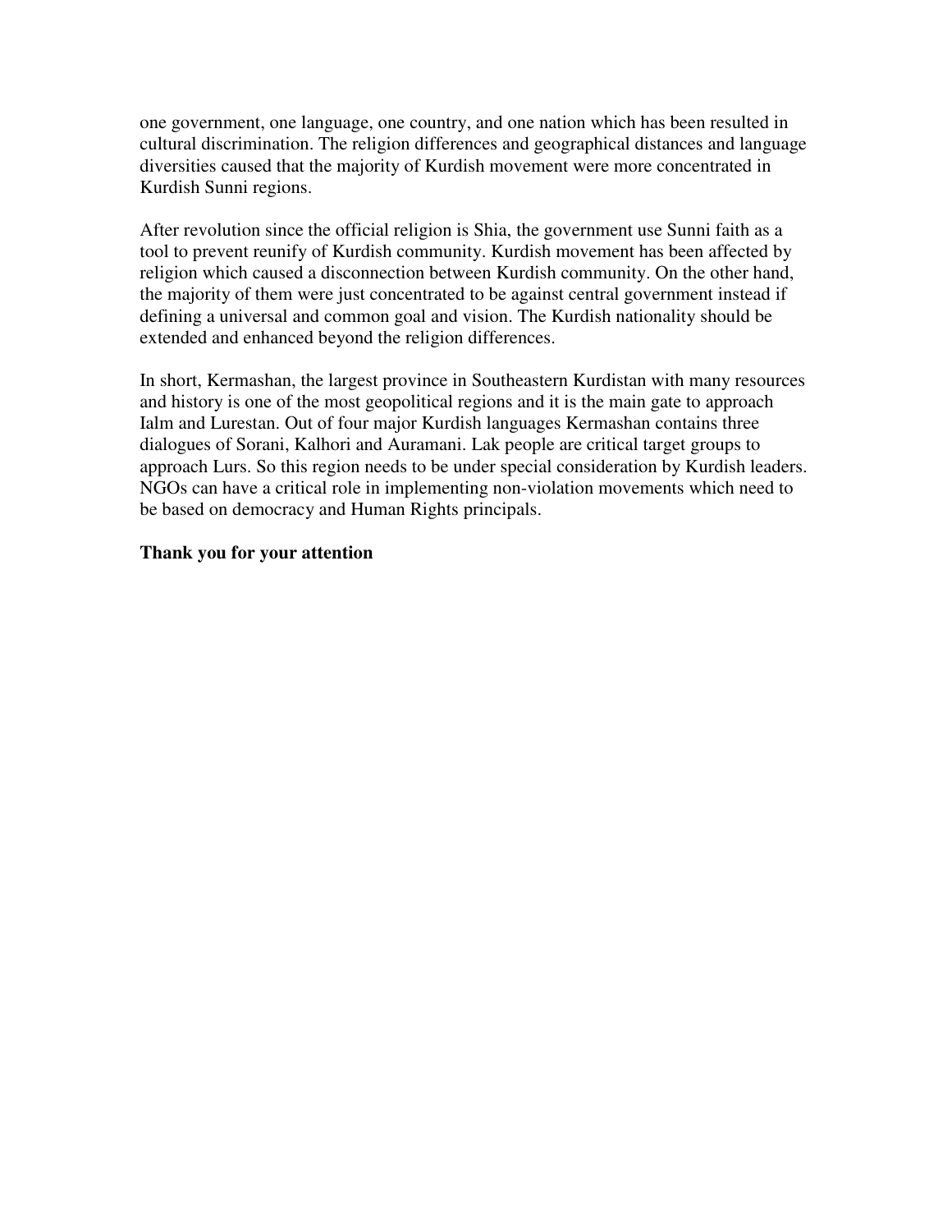one government, one language, one country, and one nation which has been resulted in cultural discrimination. The religion differences and geographical distances and language diversities caused that the majority of Kurdish movement were more concentrated in Kurdish Sunni regions.

After revolution since the official religion is Shia, the government use Sunni faith as a tool to prevent reunify of Kurdish community. Kurdish movement has been affected by religion which caused a disconnection between Kurdish community. On the other hand, the majority of them were just concentrated to be against central government instead if defining a universal and common goal and vision. The Kurdish nationality should be extended and enhanced beyond the religion differences.

In short, Kermashan, the largest province in Southeastern Kurdistan with many resources and history is one of the most geopolitical regions and it is the main gate to approach Ialm and Lurestan. Out of four major Kurdish languages Kermashan contains three dialogues of Sorani, Kalhori and Auramani. Lak people are critical target groups to approach Lurs. So this region needs to be under special consideration by Kurdish leaders. NGOs can have a critical role in implementing non-violation movements which need to be based on democracy and Human Rights principals.

**Thank you for your attention**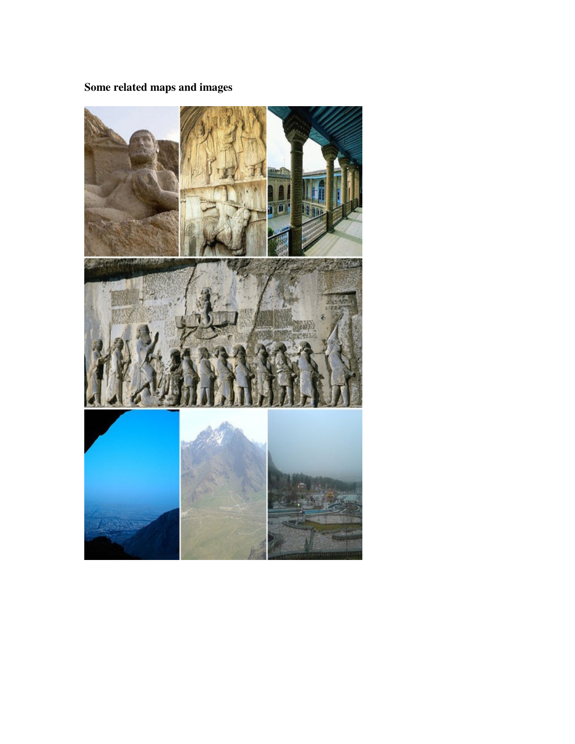**Some related maps and images**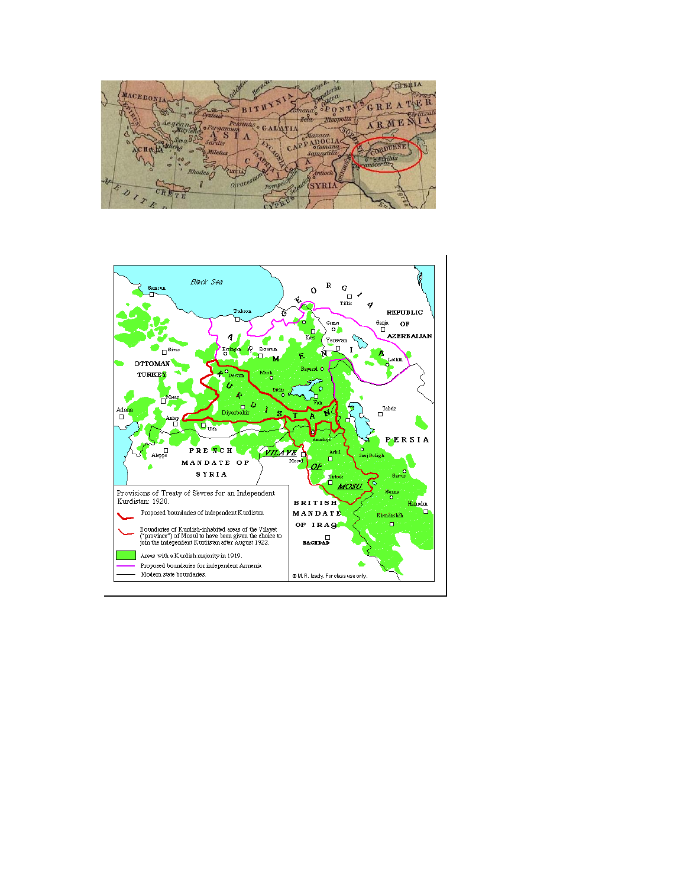Provisions of Treaty of Sèvres for an Independent Kurdistan: 1920.

Proposed boundaries of independent Kurdistan

Boundaries of Kurdish-inhabited areas of the Vilayet ("province") of Mosul to have been given the choice to join the independent Kurdistan after August 1922.

Areas with a Kurdish majority in 1919.

Proposed boundaries for independent Armenia

Modern state boundaries.

© M. R. Izady. For class use only.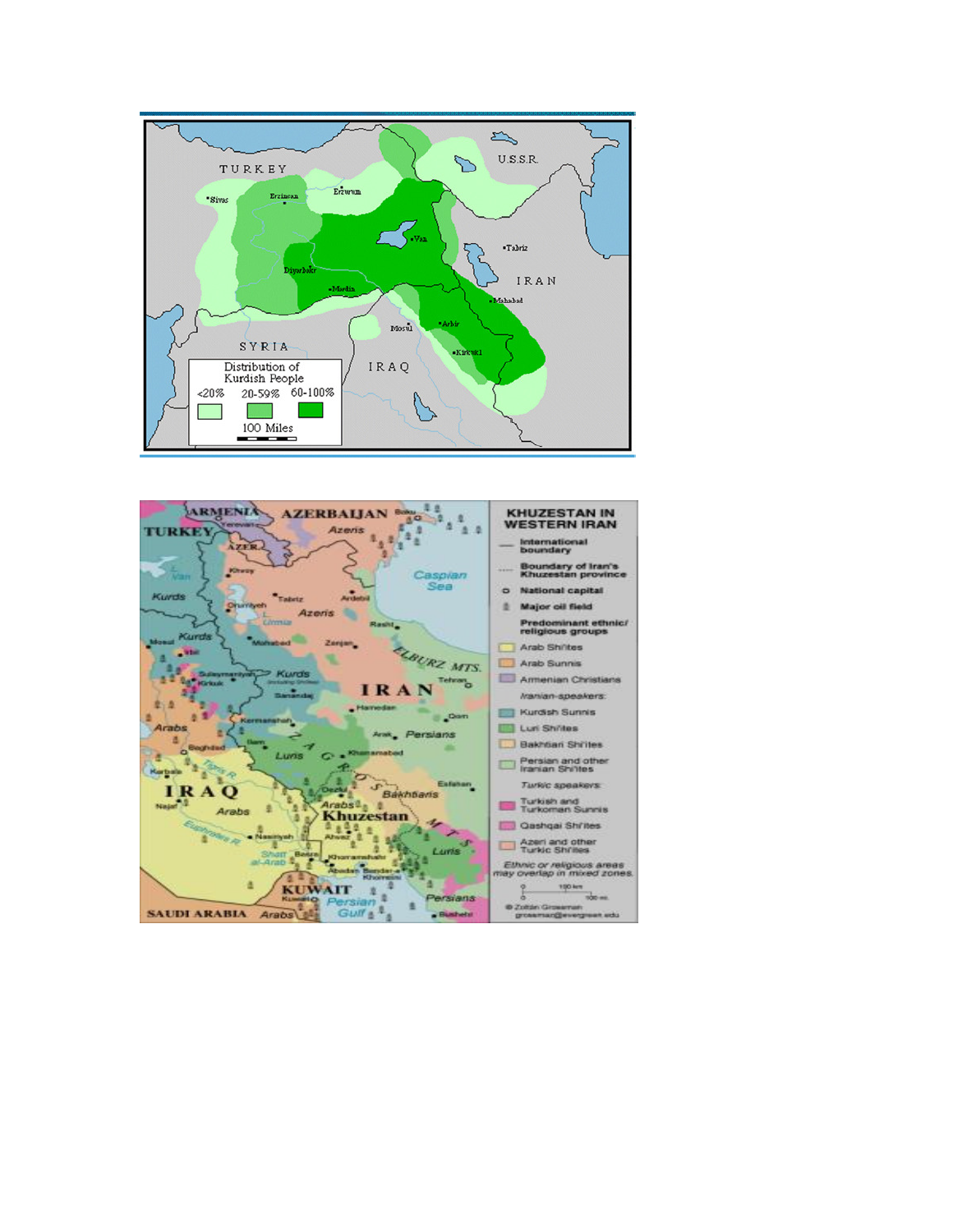Distribution of Kurdish People

<20%

20-59%

60-100%

100 Miles

TURKEY

SYRIA

IRAQ

IRAN

U.S.S.R.

Sivas

Erzincan

Erzurum

Van

Diyarbakr

Mardin

Tabriz

Mahabad

Mosul

Arbil

Kirkuk

KHUZESTAN IN WESTERN IRAN

International boundary

Boundary of Iran's Khuzestan province

National capital

Major oil field

Predominant ethnic/religious groups

Arab Shi'ites

Arab Sunnis

Armenian Christians

*Iranian-speakers:*

Kurdish Sunnis

Luri Shi'ites

Bakhtiari Shi'ites

Persian and other Iranian Shi'ites

*Turkic speakers:*

Turkish and Turkoman Sunnis

Qashqai Shi'ites

Azeri and other Turkic Shi'ites

*Ethnic or religious areas may overlap in mixed zones.*

100 km

100 mi.

© Zoltan Grossman

grossmaz@evergreen.edu

ARMENIA

AZERBAIJAN

TURKEY

IRAN

IRAQ

KUWAIT

SAUDI ARABIA

Caspian Sea

Persian Gulf

ELBURZ MTS.

ZAGROS MTS.

Khuzestan

Kurds

Azeris

Persians

Luris

Bakhtiaris

Arabs